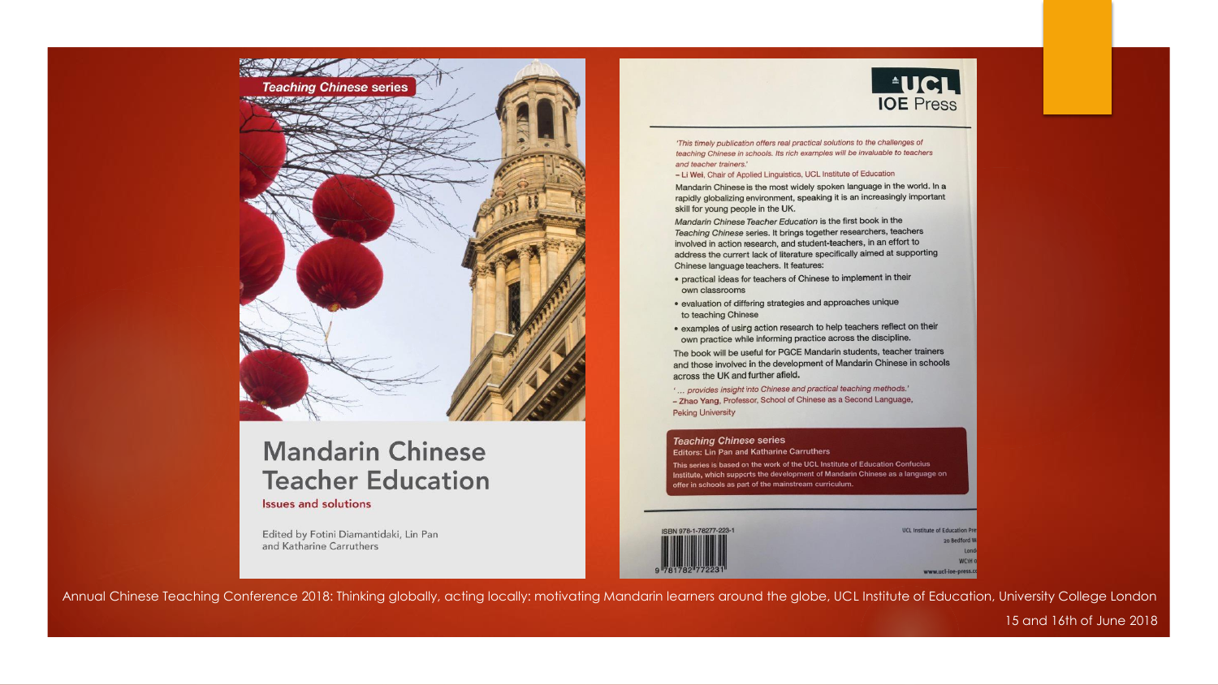*Teaching Chinese series*

# Mandarin Chinese Teacher Education

**Issues and solutions**

Edited by Fotini Diamantidaki, Lin Pan and Katharine Carruthers

UCL IOE Press

*'This timely publication offers real practical solutions to the challenges of teaching Chinese in schools. Its rich examples will be invaluable to teachers and teacher trainers.'*
– Li Wei, Chair of Applied Linguistics, UCL Institute of Education

Mandarin Chinese is the most widely spoken language in the world. In a rapidly globalizing environment, speaking it is an increasingly important skill for young people in the UK.

*Mandarin Chinese Teacher Education* is the first book in the *Teaching Chinese* series. It brings together researchers, teachers involved in action research, and student-teachers, in an effort to address the current lack of literature specifically aimed at supporting Chinese language teachers. It features:

- practical ideas for teachers of Chinese to implement in their own classrooms
- evaluation of differing strategies and approaches unique to teaching Chinese
- examples of using action research to help teachers reflect on their own practice while informing practice across the discipline.

The book will be useful for PGCE Mandarin students, teacher trainers and those involved in the development of Mandarin Chinese in schools across the UK and further afield.

*'... provides insight into Chinese and practical teaching methods.'*
– Zhao Yang, Professor, School of Chinese as a Second Language, Peking University

***Teaching Chinese* series**
Editors: Lin Pan and Katharine Carruthers
This series is based on the work of the UCL Institute of Education Confucius Institute, which supports the development of Mandarin Chinese as a language on offer in schools as part of the mainstream curriculum.

ISBN 978-1-78277-223-1

9 781782 772231

UCL Institute of Education Pre
20 Bedford W
Lond
WC1H 0
www.ucl-ioe-press.c

Annual Chinese Teaching Conference 2018: Thinking globally, acting locally: motivating Mandarin learners around the globe, UCL Institute of Education, University College London
15 and 16th of June 2018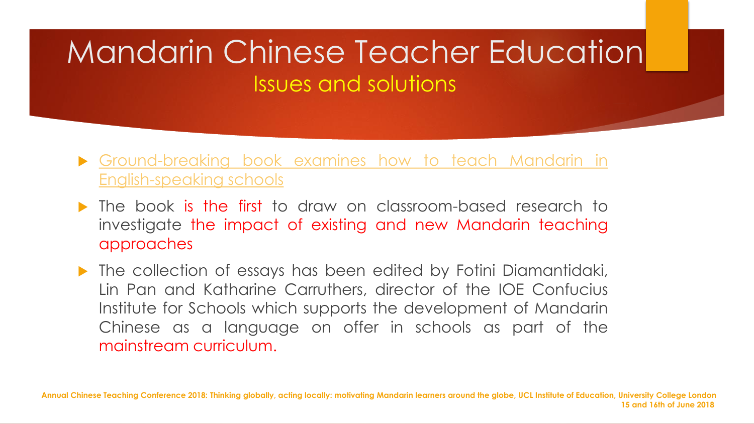# Mandarin Chinese Teacher Education

## Issues and solutions

- Ground-breaking book examines how to teach Mandarin in English-speaking schools
- The book is the first to draw on classroom-based research to investigate the impact of existing and new Mandarin teaching approaches
- The collection of essays has been edited by Fotini Diamantidaki, Lin Pan and Katharine Carruthers, director of the IOE Confucius Institute for Schools which supports the development of Mandarin Chinese as a language on offer in schools as part of the mainstream curriculum.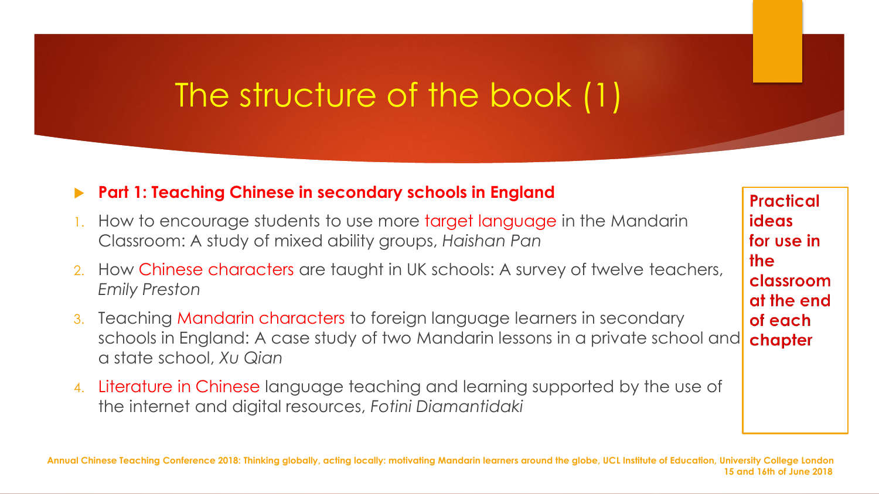# The structure of the book (1)

- **Part 1: Teaching Chinese in secondary schools in England**

1. How to encourage students to use more target language in the Mandarin Classroom: A study of mixed ability groups, *Haishan Pan*
2. How Chinese characters are taught in UK schools: A survey of twelve teachers, *Emily Preston*
3. Teaching Mandarin characters to foreign language learners in secondary schools in England: A case study of two Mandarin lessons in a private school and a state school, *Xu Qian*
4. Literature in Chinese language teaching and learning supported by the use of the internet and digital resources, *Fotini Diamantidaki*

**Practical ideas for use in the classroom at the end of each chapter**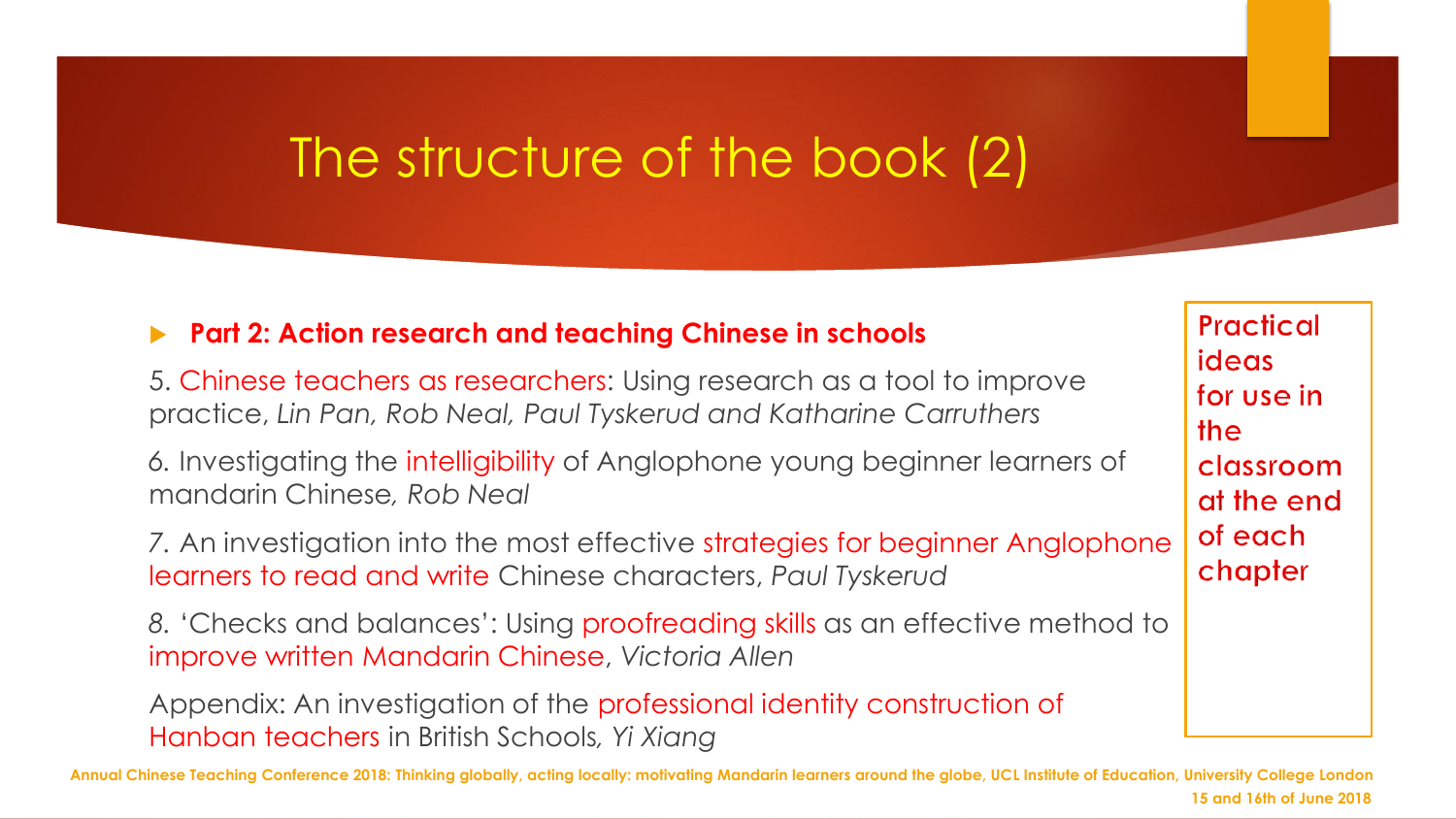# The structure of the book (2)

- **Part 2: Action research and teaching Chinese in schools**

5. Chinese teachers as researchers: Using research as a tool to improve practice, *Lin Pan, Rob Neal, Paul Tyskerud and Katharine Carruthers*

6. Investigating the intelligibility of Anglophone young beginner learners of mandarin Chinese, *Rob Neal*

7. An investigation into the most effective strategies for beginner Anglophone learners to read and write Chinese characters, *Paul Tyskerud*

8. 'Checks and balances': Using proofreading skills as an effective method to improve written Mandarin Chinese, *Victoria Allen*

Appendix: An investigation of the professional identity construction of Hanban teachers in British Schools, *Yi Xiang*

Practical ideas for use in the classroom at the end of each chapter